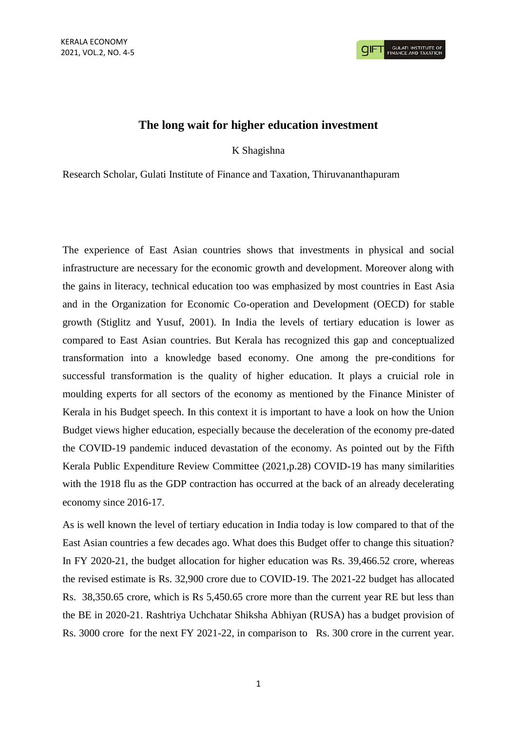# The long wait for higher education investment

K Shagishna

Research Scholar, Gulati Institute of Finance and Taxation, Thiruvananthapuram

The experience of East Asian countries shows that investments in physical and social infrastructure are necessary for the economic growth and development. Moreover along with the gains in literacy, technical education too was emphasized by most countries in East Asia and in the Organization for Economic Co-operation and Development (OECD) for stable growth (Stiglitz and Yusuf, 2001). In India the levels of tertiary education is lower as compared to East Asian countries. But Kerala has recognized this gap and conceptualized transformation into a knowledge based economy. One among the pre-conditions for successful transformation is the quality of higher education. It plays a cruicial role in moulding experts for all sectors of the economy as mentioned by the Finance Minister of Kerala in his Budget speech. In this context it is important to have a look on how the Union Budget views higher education, especially because the deceleration of the economy pre-dated the COVID-19 pandemic induced devastation of the economy. As pointed out by the Fifth Kerala Public Expenditure Review Committee (2021,p.28) COVID-19 has many similarities with the 1918 flu as the GDP contraction has occurred at the back of an already decelerating economy since 2016-17.

As is well known the level of tertiary education in India today is low compared to that of the East Asian countries a few decades ago. What does this Budget offer to change this situation? In FY 2020-21, the budget allocation for higher education was Rs. 39,466.52 crore, whereas the revised estimate is Rs. 32,900 crore due to COVID-19. The 2021-22 budget has allocated Rs. 38,350.65 crore, which is Rs 5,450.65 crore more than the current year RE but less than the BE in 2020-21. Rashtriya Uchchatar Shiksha Abhiyan (RUSA) has a budget provision of Rs. 3000 crore for the next FY 2021-22, in comparison to Rs. 300 crore in the current year.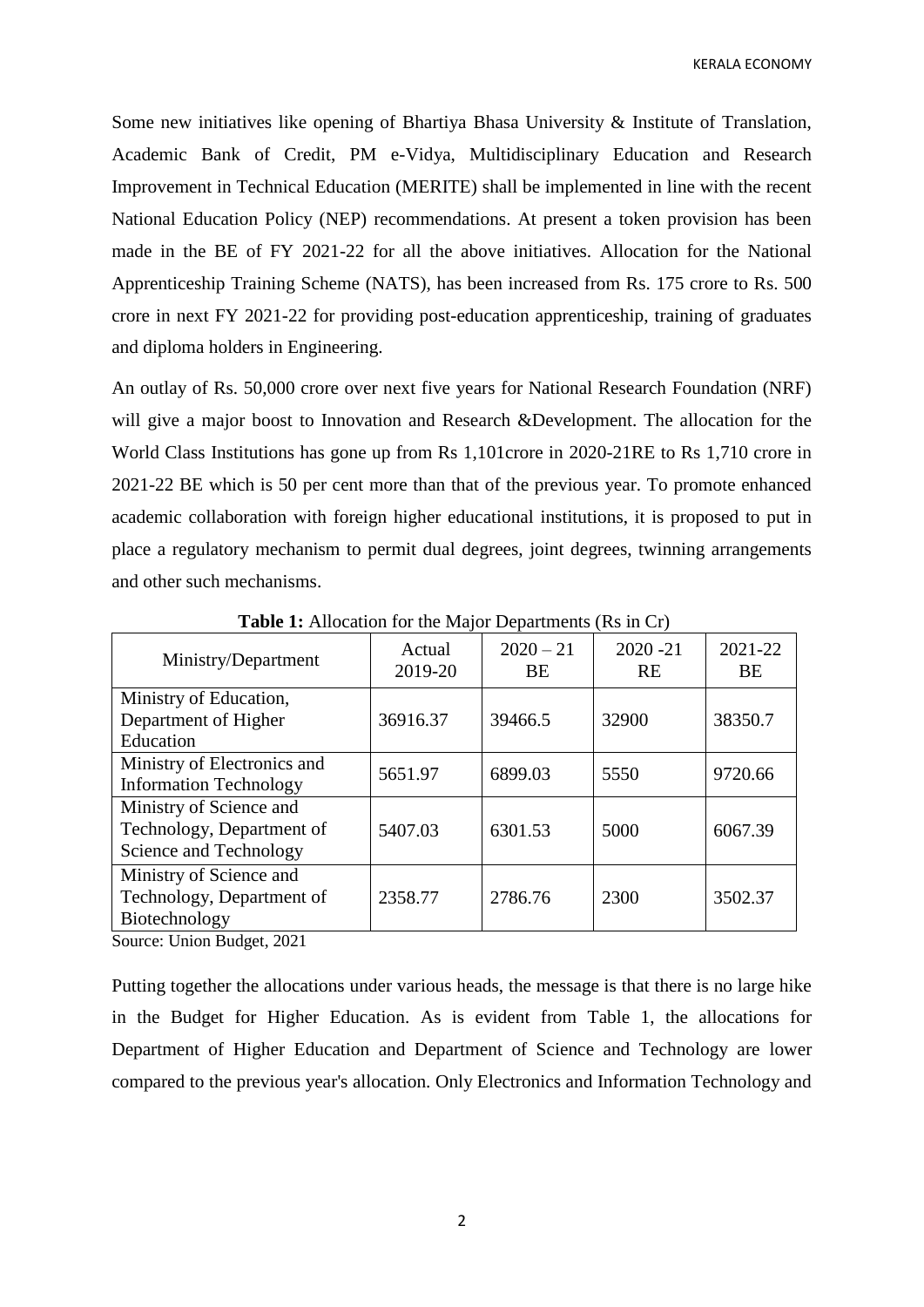Some new initiatives like opening of Bhartiya Bhasa University & Institute of Translation, Academic Bank of Credit, PM e-Vidya, Multidisciplinary Education and Research Improvement in Technical Education (MERITE) shall be implemented in line with the recent National Education Policy (NEP) recommendations. At present a token provision has been made in the BE of FY 2021-22 for all the above initiatives. Allocation for the National Apprenticeship Training Scheme (NATS), has been increased from Rs. 175 crore to Rs. 500 crore in next FY 2021-22 for providing post-education apprenticeship, training of graduates and diploma holders in Engineering.

An outlay of Rs. 50,000 crore over next five years for National Research Foundation (NRF) will give a major boost to Innovation and Research &Development. The allocation for the World Class Institutions has gone up from Rs 1,101crore in 2020-21RE to Rs 1,710 crore in 2021-22 BE which is 50 per cent more than that of the previous year. To promote enhanced academic collaboration with foreign higher educational institutions, it is proposed to put in place a regulatory mechanism to permit dual degrees, joint degrees, twinning arrangements and other such mechanisms.

**Table 1:** Allocation for the Major Departments (Rs in Cr)

| Ministry/Department | Actual 2019-20 | 2020 – 21 BE | 2020 -21 RE | 2021-22 BE |
|---|---|---|---|---|
| Ministry of Education, Department of Higher Education | 36916.37 | 39466.5 | 32900 | 38350.7 |
| Ministry of Electronics and Information Technology | 5651.97 | 6899.03 | 5550 | 9720.66 |
| Ministry of Science and Technology, Department of Science and Technology | 5407.03 | 6301.53 | 5000 | 6067.39 |
| Ministry of Science and Technology, Department of Biotechnology | 2358.77 | 2786.76 | 2300 | 3502.37 |

Source: Union Budget, 2021

Putting together the allocations under various heads, the message is that there is no large hike in the Budget for Higher Education. As is evident from Table 1, the allocations for Department of Higher Education and Department of Science and Technology are lower compared to the previous year's allocation. Only Electronics and Information Technology and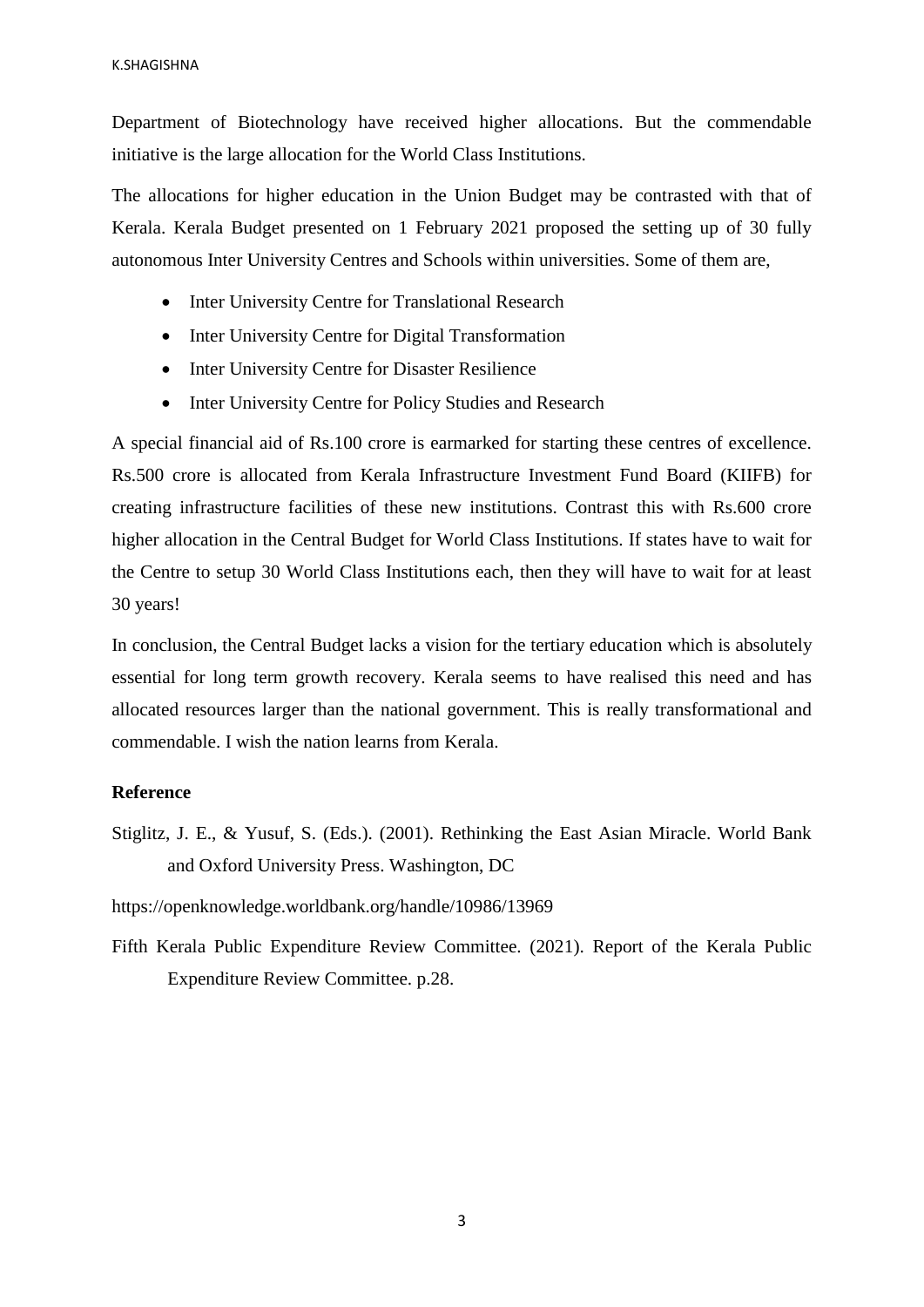Department of Biotechnology have received higher allocations. But the commendable initiative is the large allocation for the World Class Institutions.

The allocations for higher education in the Union Budget may be contrasted with that of Kerala. Kerala Budget presented on 1 February 2021 proposed the setting up of 30 fully autonomous Inter University Centres and Schools within universities. Some of them are,

- Inter University Centre for Translational Research
- Inter University Centre for Digital Transformation
- Inter University Centre for Disaster Resilience
- Inter University Centre for Policy Studies and Research

A special financial aid of Rs.100 crore is earmarked for starting these centres of excellence. Rs.500 crore is allocated from Kerala Infrastructure Investment Fund Board (KIIFB) for creating infrastructure facilities of these new institutions. Contrast this with Rs.600 crore higher allocation in the Central Budget for World Class Institutions. If states have to wait for the Centre to setup 30 World Class Institutions each, then they will have to wait for at least 30 years!

In conclusion, the Central Budget lacks a vision for the tertiary education which is absolutely essential for long term growth recovery. Kerala seems to have realised this need and has allocated resources larger than the national government. This is really transformational and commendable. I wish the nation learns from Kerala.

**Reference**

Stiglitz, J. E., & Yusuf, S. (Eds.). (2001). Rethinking the East Asian Miracle. World Bank and Oxford University Press. Washington, DC

https://openknowledge.worldbank.org/handle/10986/13969

Fifth Kerala Public Expenditure Review Committee. (2021). Report of the Kerala Public Expenditure Review Committee. p.28.